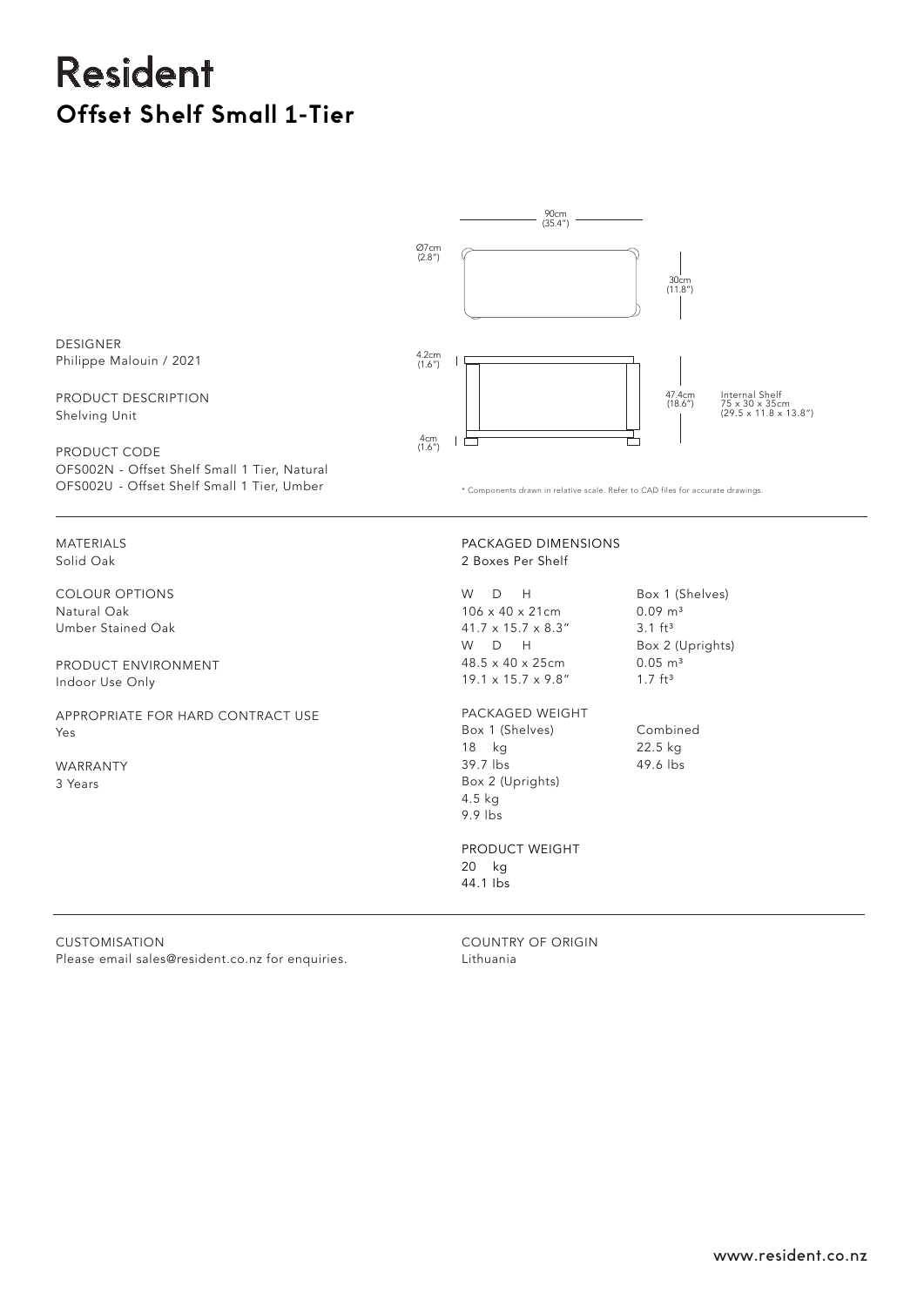# Resident

## Offset Shelf Small 1-Tier

90cm (35.4")

Ø7cm (2.8")

30cm (11.8")

4.2cm (1.6")

47.4cm (18.6")

Internal Shelf 75 x 30 x 35cm (29.5 x 11.8 x 13.8")

4cm (1.6")

* Components drawn in relative scale. Refer to CAD files for accurate drawings.

DESIGNER
Philippe Malouin / 2021

PRODUCT DESCRIPTION
Shelving Unit

PRODUCT CODE
OFS002N - Offset Shelf Small 1 Tier, Natural
OFS002U - Offset Shelf Small 1 Tier, Umber

---

MATERIALS
Solid Oak

COLOUR OPTIONS
Natural Oak
Umber Stained Oak

PRODUCT ENVIRONMENT
Indoor Use Only

APPROPRIATE FOR HARD CONTRACT USE
Yes

WARRANTY
3 Years

PACKAGED DIMENSIONS
2 Boxes Per Shelf

| W D H | |
|---|---|
| 106 x 40 x 21cm | Box 1 (Shelves) $0.09$ m³ |
| 41.7 x 15.7 x 8.3" | 3.1 ft³ |
| W D H | Box 2 (Uprights) |
| 48.5 x 40 x 25cm | $0.05$ m³ |
| 19.1 x 15.7 x 9.8" | 1.7 ft³ |

PACKAGED WEIGHT

| Box 1 (Shelves) | Combined |
|---|---|
| 18 kg | 22.5 kg |
| 39.7 lbs | 49.6 lbs |
| Box 2 (Uprights) | |
| 4.5 kg | |
| 9.9 lbs | |

PRODUCT WEIGHT
20 kg
44.1 lbs

---

CUSTOMISATION
Please email sales@resident.co.nz for enquiries.

COUNTRY OF ORIGIN
Lithuania

www.resident.co.nz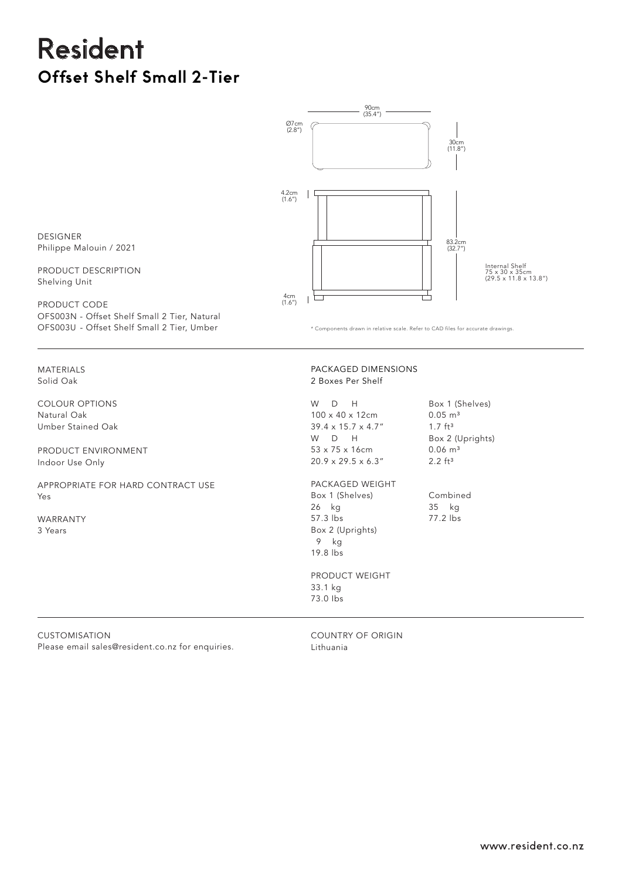# Resident

## Offset Shelf Small 2-Tier

90cm (35.4")

Ø7cm (2.8")

30cm (11.8")

4.2cm (1.6")

83.2cm (32.7")

Internal Shelf 75 x 30 x 35cm (29.5 x 11.8 x 13.8")

4cm (1.6")

\* Components drawn in relative scale. Refer to CAD files for accurate drawings.

DESIGNER
Philippe Malouin / 2021

PRODUCT DESCRIPTION
Shelving Unit

PRODUCT CODE
OFS003N - Offset Shelf Small 2 Tier, Natural
OFS003U - Offset Shelf Small 2 Tier, Umber

---

MATERIALS
Solid Oak

COLOUR OPTIONS
Natural Oak
Umber Stained Oak

PRODUCT ENVIRONMENT
Indoor Use Only

APPROPRIATE FOR HARD CONTRACT USE
Yes

WARRANTY
3 Years

PACKAGED DIMENSIONS
2 Boxes Per Shelf

| W D H | |
|---|---|
| 100 x 40 x 12cm | Box 1 (Shelves) 0.05 m³ |
| 39.4 x 15.7 x 4.7" | 1.7 ft³ |
| W D H | Box 2 (Uprights) |
| 53 x 75 x 16cm | 0.06 m³ |
| 20.9 x 29.5 x 6.3" | 2.2 ft³ |

PACKAGED WEIGHT

| | Combined |
|---|---|
| Box 1 (Shelves) 26 kg / 57.3 lbs | 35 kg / 77.2 lbs |
| Box 2 (Uprights) 9 kg / 19.8 lbs | |

PRODUCT WEIGHT
33.1 kg
73.0 lbs

---

CUSTOMISATION
Please email sales@resident.co.nz for enquiries.

COUNTRY OF ORIGIN
Lithuania

www.resident.co.nz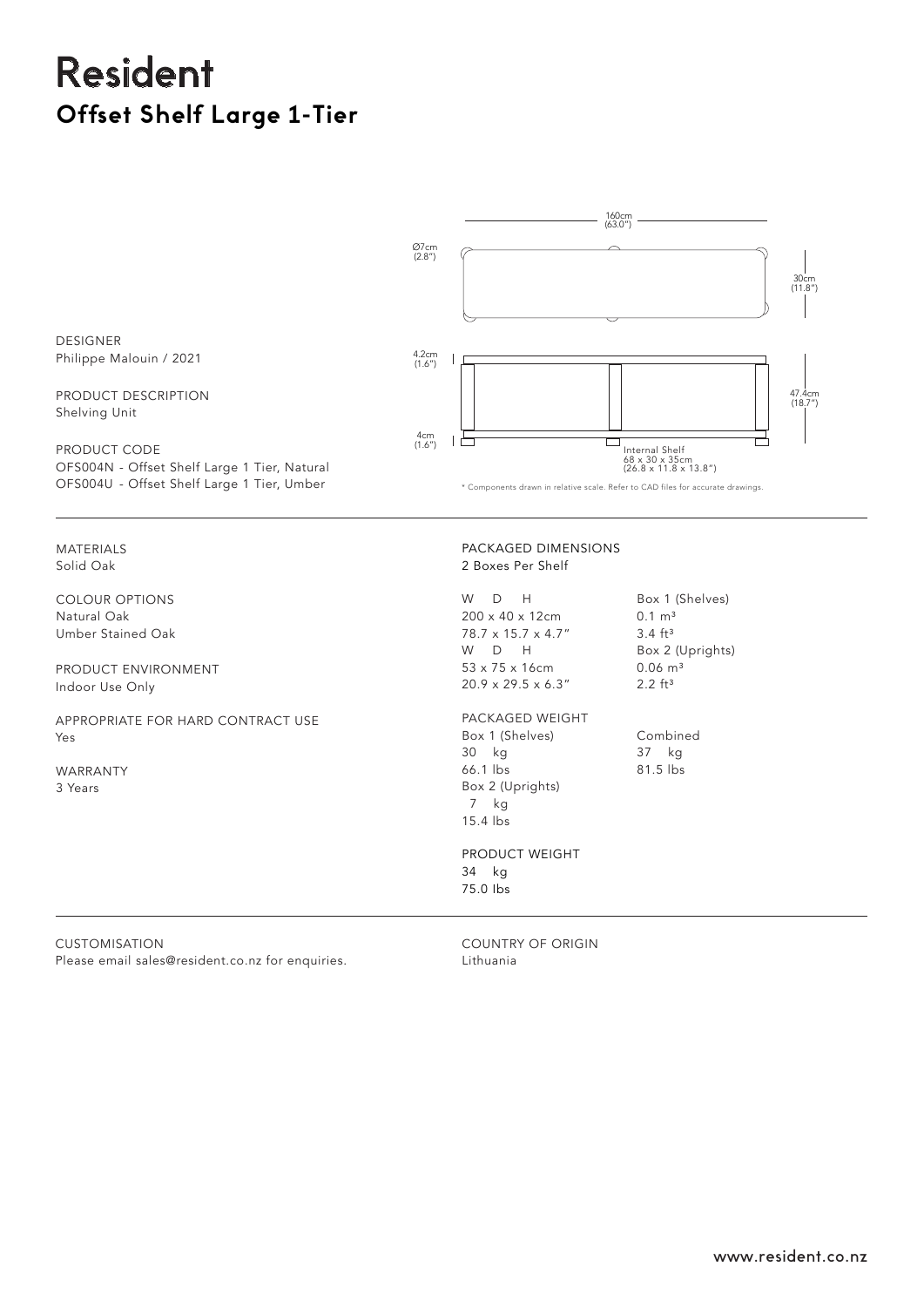# Resident

## Offset Shelf Large 1-Tier

160cm (63.0")

Ø7cm (2.8")

30cm (11.8")

4.2cm (1.6")

47.4cm (18.7")

4cm (1.6")

Internal Shelf
68 x 30 x 35cm
(26.8 x 11.8 x 13.8")

\* Components drawn in relative scale. Refer to CAD files for accurate drawings.

DESIGNER
Philippe Malouin / 2021

PRODUCT DESCRIPTION
Shelving Unit

PRODUCT CODE
OFS004N - Offset Shelf Large 1 Tier, Natural
OFS004U - Offset Shelf Large 1 Tier, Umber

---

MATERIALS
Solid Oak

COLOUR OPTIONS
Natural Oak
Umber Stained Oak

PRODUCT ENVIRONMENT
Indoor Use Only

APPROPRIATE FOR HARD CONTRACT USE
Yes

WARRANTY
3 Years

PACKAGED DIMENSIONS
2 Boxes Per Shelf

| W D H | Box 1 (Shelves) |
|---|---|
| 200 x 40 x 12cm | $0.1\ m^3$ |
| 78.7 x 15.7 x 4.7" | $3.4\ ft^3$ |
| W D H | Box 2 (Uprights) |
| 53 x 75 x 16cm | $0.06\ m^3$ |
| 20.9 x 29.5 x 6.3" | $2.2\ ft^3$ |

PACKAGED WEIGHT

| Box 1 (Shelves) | Combined |
|---|---|
| 30 kg | 37 kg |
| 66.1 lbs | 81.5 lbs |
| Box 2 (Uprights) | |
| 7 kg | |
| 15.4 lbs | |

PRODUCT WEIGHT
34 kg
75.0 lbs

---

CUSTOMISATION
Please email sales@resident.co.nz for enquiries.

COUNTRY OF ORIGIN
Lithuania

www.resident.co.nz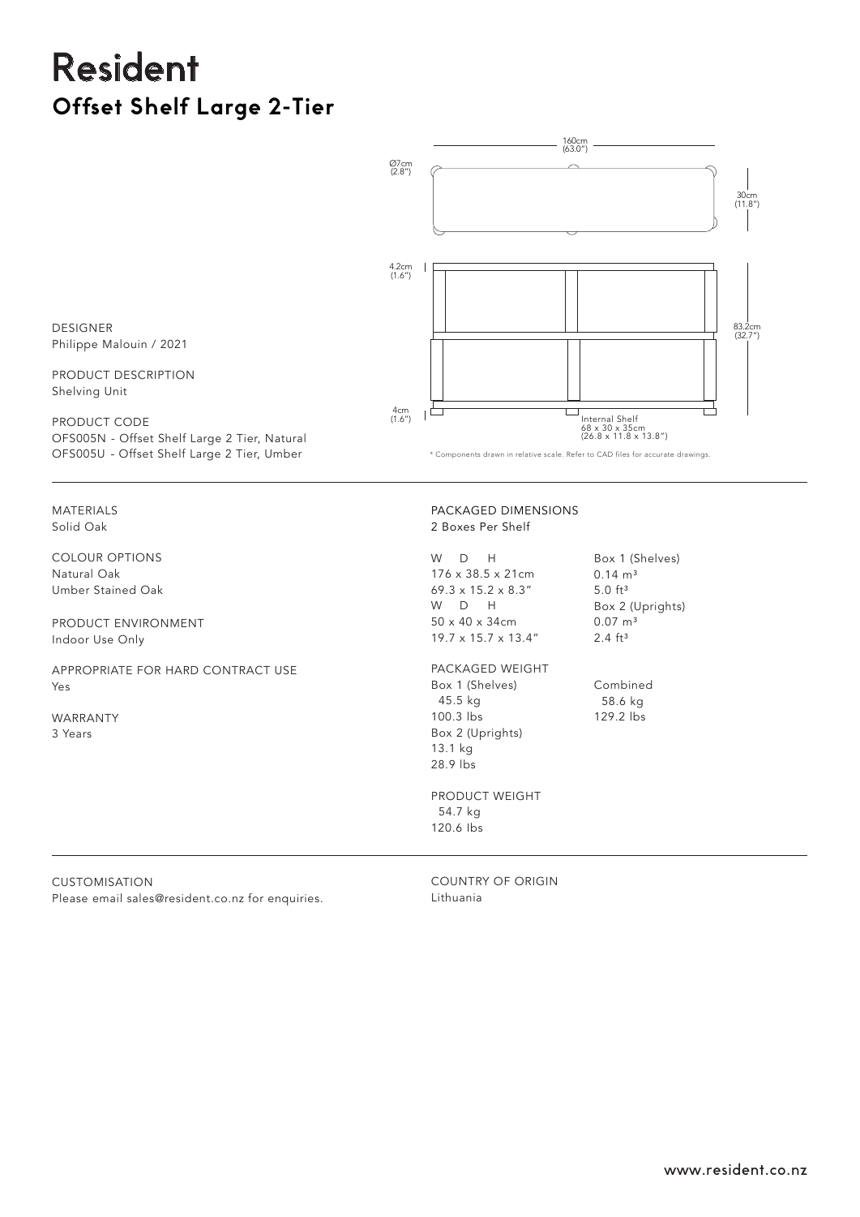# Resident

## Offset Shelf Large 2-Tier

160cm
(63.0")

Ø7cm
(2.8")

30cm
(11.8")

4.2cm
(1.6")

83.2cm
(32.7")

4cm
(1.6")

Internal Shelf
68 x 30 x 35cm
(26.8 x 11.8 x 13.8")

* Components drawn in relative scale. Refer to CAD files for accurate drawings.

DESIGNER
Philippe Malouin / 2021

PRODUCT DESCRIPTION
Shelving Unit

PRODUCT CODE
OFS005N - Offset Shelf Large 2 Tier, Natural
OFS005U - Offset Shelf Large 2 Tier, Umber

---

MATERIALS
Solid Oak

COLOUR OPTIONS
Natural Oak
Umber Stained Oak

PRODUCT ENVIRONMENT
Indoor Use Only

APPROPRIATE FOR HARD CONTRACT USE
Yes

WARRANTY
3 Years

PACKAGED DIMENSIONS
2 Boxes Per Shelf

W D H
176 x 38.5 x 21cm
69.3 x 15.2 x 8.3"
W D H
50 x 40 x 34cm
19.7 x 15.7 x 13.4"

Box 1 (Shelves)
0.14 m³
5.0 ft³
Box 2 (Uprights)
0.07 m³
2.4 ft³

PACKAGED WEIGHT
Box 1 (Shelves)
45.5 kg
100.3 lbs
Box 2 (Uprights)
13.1 kg
28.9 lbs

Combined
58.6 kg
129.2 lbs

PRODUCT WEIGHT
54.7 kg
120.6 lbs

---

CUSTOMISATION
Please email sales@resident.co.nz for enquiries.

COUNTRY OF ORIGIN
Lithuania

www.resident.co.nz